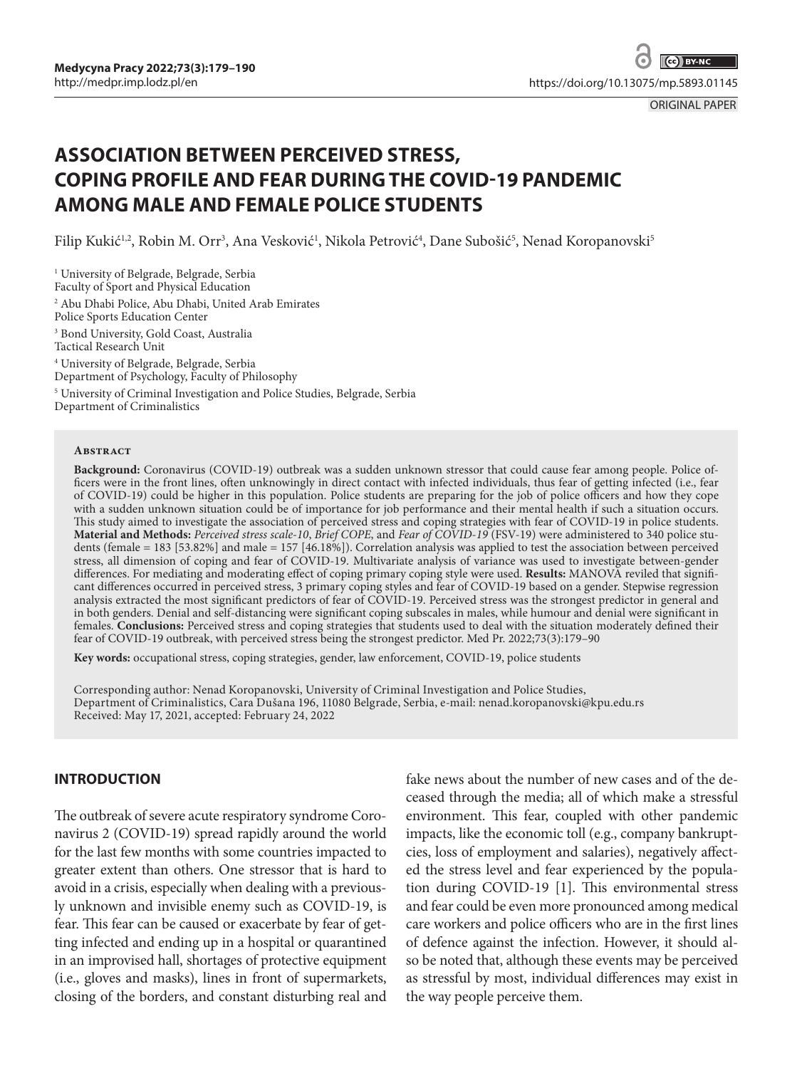ORIGINAL PAPER

# ASSOCIATION BETWEEN PERCEIVED STRESS, COPING PROFILE AND FEAR DURING THE COVID-19 PANDEMIC AMONG MALE AND FEMALE POLICE STUDENTS

Filip Kukić[1,2], Robin M. Orr[3], Ana Vesković[1], Nikola Petrović[4], Dane Subošić[5], Nenad Koropanovski[5]

[1] University of Belgrade, Belgrade, Serbia
Faculty of Sport and Physical Education
[2] Abu Dhabi Police, Abu Dhabi, United Arab Emirates
Police Sports Education Center
[3] Bond University, Gold Coast, Australia
Tactical Research Unit
[4] University of Belgrade, Belgrade, Serbia
Department of Psychology, Faculty of Philosophy
[5] University of Criminal Investigation and Police Studies, Belgrade, Serbia
Department of Criminalistics

**Abstract**

**Background:** Coronavirus (COVID-19) outbreak was a sudden unknown stressor that could cause fear among people. Police officers were in the front lines, often unknowingly in direct contact with infected individuals, thus fear of getting infected (i.e., fear of COVID-19) could be higher in this population. Police students are preparing for the job of police officers and how they cope with a sudden unknown situation could be of importance for job performance and their mental health if such a situation occurs. This study aimed to investigate the association of perceived stress and coping strategies with fear of COVID-19 in police students. **Material and Methods:** *Perceived stress scale-10*, *Brief COPE*, and *Fear of COVID-19* (FSV-19) were administered to 340 police students (female = 183 [53.82%] and male = 157 [46.18%]). Correlation analysis was applied to test the association between perceived stress, all dimension of coping and fear of COVID-19. Multivariate analysis of variance was used to investigate between-gender differences. For mediating and moderating effect of coping primary coping style were used. **Results:** MANOVA reviled that significant differences occurred in perceived stress, 3 primary coping styles and fear of COVID-19 based on a gender. Stepwise regression analysis extracted the most significant predictors of fear of COVID-19. Perceived stress was the strongest predictor in general and in both genders. Denial and self-distancing were significant coping subscales in males, while humour and denial were significant in females. **Conclusions:** Perceived stress and coping strategies that students used to deal with the situation moderately defined their fear of COVID-19 outbreak, with perceived stress being the strongest predictor. Med Pr. 2022;73(3):179–90

**Key words:** occupational stress, coping strategies, gender, law enforcement, COVID-19, police students

Corresponding author: Nenad Koropanovski, University of Criminal Investigation and Police Studies, Department of Criminalistics, Cara Dušana 196, 11080 Belgrade, Serbia, e-mail: nenad.koropanovski@kpu.edu.rs
Received: May 17, 2021, accepted: February 24, 2022

## INTRODUCTION

The outbreak of severe acute respiratory syndrome Coronavirus 2 (COVID-19) spread rapidly around the world for the last few months with some countries impacted to greater extent than others. One stressor that is hard to avoid in a crisis, especially when dealing with a previously unknown and invisible enemy such as COVID-19, is fear. This fear can be caused or exacerbate by fear of getting infected and ending up in a hospital or quarantined in an improvised hall, shortages of protective equipment (i.e., gloves and masks), lines in front of supermarkets, closing of the borders, and constant disturbing real and fake news about the number of new cases and of the deceased through the media; all of which make a stressful environment. This fear, coupled with other pandemic impacts, like the economic toll (e.g., company bankruptcies, loss of employment and salaries), negatively affected the stress level and fear experienced by the population during COVID-19 [1]. This environmental stress and fear could be even more pronounced among medical care workers and police officers who are in the first lines of defence against the infection. However, it should also be noted that, although these events may be perceived as stressful by most, individual differences may exist in the way people perceive them.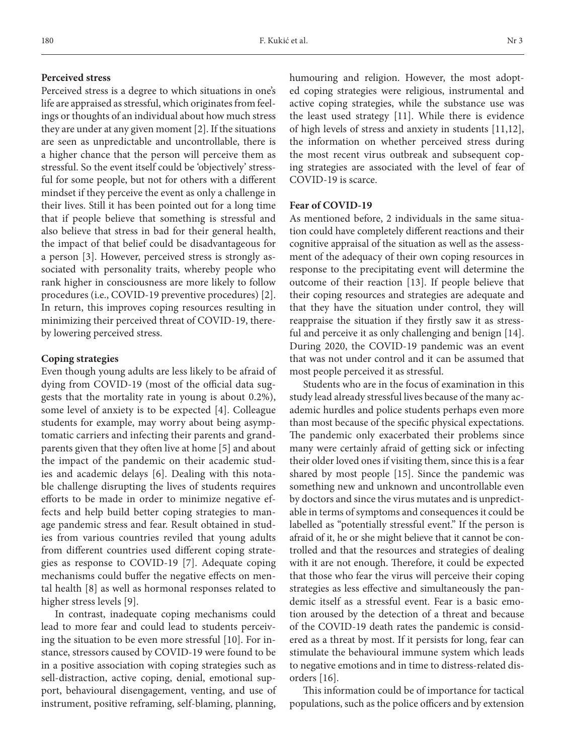### Perceived stress

Perceived stress is a degree to which situations in one's life are appraised as stressful, which originates from feelings or thoughts of an individual about how much stress they are under at any given moment [2]. If the situations are seen as unpredictable and uncontrollable, there is a higher chance that the person will perceive them as stressful. So the event itself could be 'objectively' stressful for some people, but not for others with a different mindset if they perceive the event as only a challenge in their lives. Still it has been pointed out for a long time that if people believe that something is stressful and also believe that stress in bad for their general health, the impact of that belief could be disadvantageous for a person [3]. However, perceived stress is strongly associated with personality traits, whereby people who rank higher in consciousness are more likely to follow procedures (i.e., COVID-19 preventive procedures) [2]. In return, this improves coping resources resulting in minimizing their perceived threat of COVID-19, thereby lowering perceived stress.

### Coping strategies

Even though young adults are less likely to be afraid of dying from COVID-19 (most of the official data suggests that the mortality rate in young is about 0.2%), some level of anxiety is to be expected [4]. Colleague students for example, may worry about being asymptomatic carriers and infecting their parents and grandparents given that they often live at home [5] and about the impact of the pandemic on their academic studies and academic delays [6]. Dealing with this notable challenge disrupting the lives of students requires efforts to be made in order to minimize negative effects and help build better coping strategies to manage pandemic stress and fear. Result obtained in studies from various countries reviled that young adults from different countries used different coping strategies as response to COVID-19 [7]. Adequate coping mechanisms could buffer the negative effects on mental health [8] as well as hormonal responses related to higher stress levels [9].

In contrast, inadequate coping mechanisms could lead to more fear and could lead to students perceiving the situation to be even more stressful [10]. For instance, stressors caused by COVID-19 were found to be in a positive association with coping strategies such as sell-distraction, active coping, denial, emotional support, behavioural disengagement, venting, and use of instrument, positive reframing, self-blaming, planning, humouring and religion. However, the most adopted coping strategies were religious, instrumental and active coping strategies, while the substance use was the least used strategy [11]. While there is evidence of high levels of stress and anxiety in students [11,12], the information on whether perceived stress during the most recent virus outbreak and subsequent coping strategies are associated with the level of fear of COVID-19 is scarce.

### Fear of COVID-19

As mentioned before, 2 individuals in the same situation could have completely different reactions and their cognitive appraisal of the situation as well as the assessment of the adequacy of their own coping resources in response to the precipitating event will determine the outcome of their reaction [13]. If people believe that their coping resources and strategies are adequate and that they have the situation under control, they will reappraise the situation if they firstly saw it as stressful and perceive it as only challenging and benign [14]. During 2020, the COVID-19 pandemic was an event that was not under control and it can be assumed that most people perceived it as stressful.

Students who are in the focus of examination in this study lead already stressful lives because of the many academic hurdles and police students perhaps even more than most because of the specific physical expectations. The pandemic only exacerbated their problems since many were certainly afraid of getting sick or infecting their older loved ones if visiting them, since this is a fear shared by most people [15]. Since the pandemic was something new and unknown and uncontrollable even by doctors and since the virus mutates and is unpredictable in terms of symptoms and consequences it could be labelled as "potentially stressful event." If the person is afraid of it, he or she might believe that it cannot be controlled and that the resources and strategies of dealing with it are not enough. Therefore, it could be expected that those who fear the virus will perceive their coping strategies as less effective and simultaneously the pandemic itself as a stressful event. Fear is a basic emotion aroused by the detection of a threat and because of the COVID-19 death rates the pandemic is considered as a threat by most. If it persists for long, fear can stimulate the behavioural immune system which leads to negative emotions and in time to distress-related disorders [16].

This information could be of importance for tactical populations, such as the police officers and by extension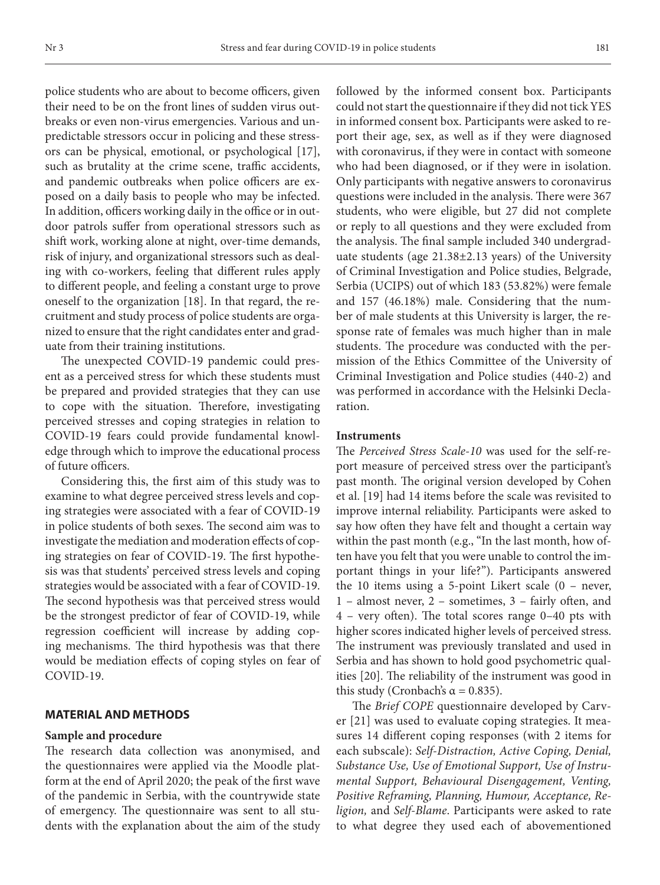police students who are about to become officers, given their need to be on the front lines of sudden virus outbreaks or even non-virus emergencies. Various and unpredictable stressors occur in policing and these stressors can be physical, emotional, or psychological [17], such as brutality at the crime scene, traffic accidents, and pandemic outbreaks when police officers are exposed on a daily basis to people who may be infected. In addition, officers working daily in the office or in outdoor patrols suffer from operational stressors such as shift work, working alone at night, over-time demands, risk of injury, and organizational stressors such as dealing with co-workers, feeling that different rules apply to different people, and feeling a constant urge to prove oneself to the organization [18]. In that regard, the recruitment and study process of police students are organized to ensure that the right candidates enter and graduate from their training institutions.

The unexpected COVID-19 pandemic could present as a perceived stress for which these students must be prepared and provided strategies that they can use to cope with the situation. Therefore, investigating perceived stresses and coping strategies in relation to COVID-19 fears could provide fundamental knowledge through which to improve the educational process of future officers.

Considering this, the first aim of this study was to examine to what degree perceived stress levels and coping strategies were associated with a fear of COVID-19 in police students of both sexes. The second aim was to investigate the mediation and moderation effects of coping strategies on fear of COVID-19. The first hypothesis was that students' perceived stress levels and coping strategies would be associated with a fear of COVID-19. The second hypothesis was that perceived stress would be the strongest predictor of fear of COVID-19, while regression coefficient will increase by adding coping mechanisms. The third hypothesis was that there would be mediation effects of coping styles on fear of COVID-19.

## MATERIAL AND METHODS

### Sample and procedure

The research data collection was anonymised, and the questionnaires were applied via the Moodle platform at the end of April 2020; the peak of the first wave of the pandemic in Serbia, with the countrywide state of emergency. The questionnaire was sent to all students with the explanation about the aim of the study followed by the informed consent box. Participants could not start the questionnaire if they did not tick YES in informed consent box. Participants were asked to report their age, sex, as well as if they were diagnosed with coronavirus, if they were in contact with someone who had been diagnosed, or if they were in isolation. Only participants with negative answers to coronavirus questions were included in the analysis. There were 367 students, who were eligible, but 27 did not complete or reply to all questions and they were excluded from the analysis. The final sample included 340 undergraduate students (age 21.38±2.13 years) of the University of Criminal Investigation and Police studies, Belgrade, Serbia (UCIPS) out of which 183 (53.82%) were female and 157 (46.18%) male. Considering that the number of male students at this University is larger, the response rate of females was much higher than in male students. The procedure was conducted with the permission of the Ethics Committee of the University of Criminal Investigation and Police studies (440-2) and was performed in accordance with the Helsinki Declaration.

### Instruments

The *Perceived Stress Scale-10* was used for the self-report measure of perceived stress over the participant's past month. The original version developed by Cohen et al. [19] had 14 items before the scale was revisited to improve internal reliability. Participants were asked to say how often they have felt and thought a certain way within the past month (e.g., "In the last month, how often have you felt that you were unable to control the important things in your life?"). Participants answered the 10 items using a 5-point Likert scale (0 – never, 1 – almost never, 2 – sometimes, 3 – fairly often, and 4 – very often). The total scores range 0–40 pts with higher scores indicated higher levels of perceived stress. The instrument was previously translated and used in Serbia and has shown to hold good psychometric qualities [20]. The reliability of the instrument was good in this study (Cronbach's $\alpha = 0.835$).

The *Brief COPE* questionnaire developed by Carver [21] was used to evaluate coping strategies. It measures 14 different coping responses (with 2 items for each subscale): *Self-Distraction, Active Coping, Denial, Substance Use, Use of Emotional Support, Use of Instrumental Support, Behavioural Disengagement, Venting, Positive Reframing, Planning, Humour, Acceptance, Religion,* and *Self-Blame*. Participants were asked to rate to what degree they used each of abovementioned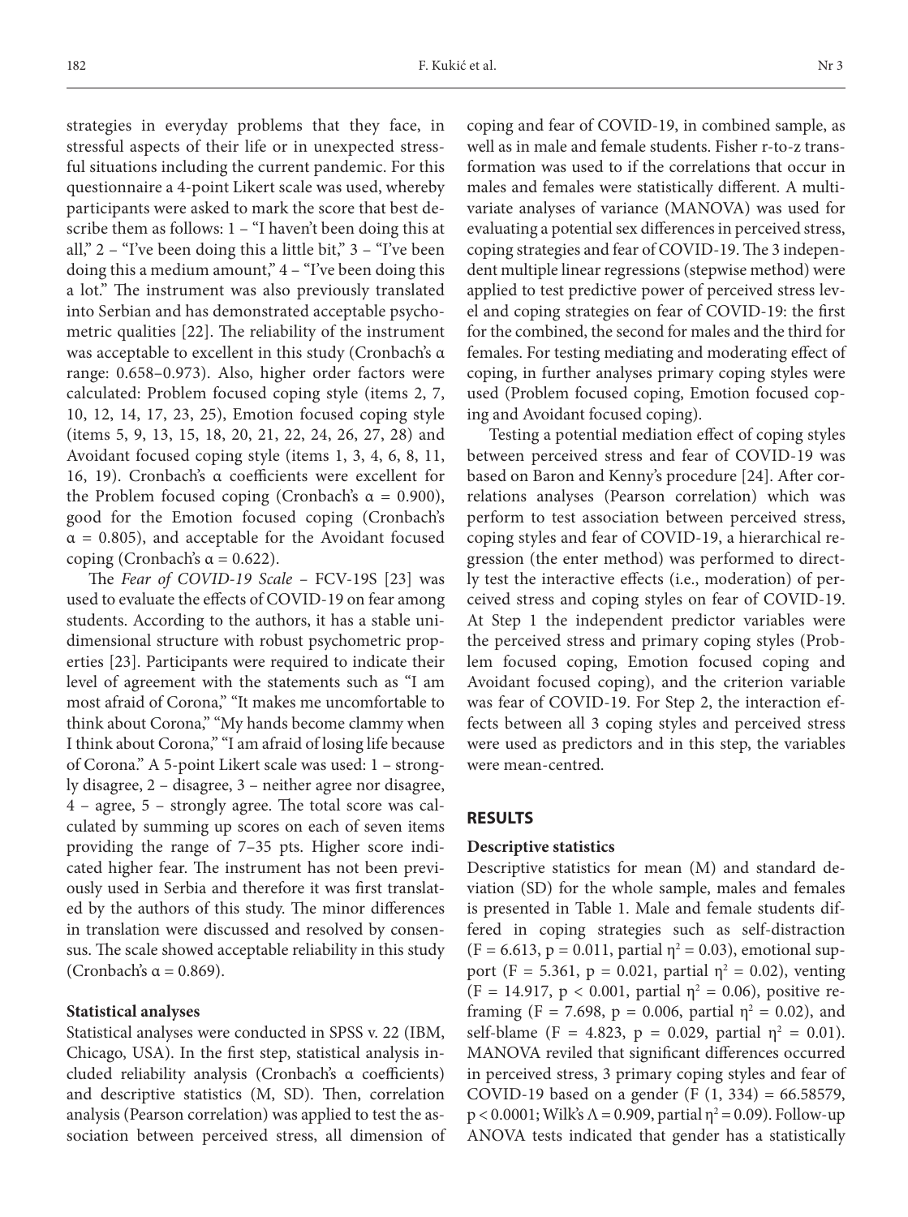strategies in everyday problems that they face, in stressful aspects of their life or in unexpected stressful situations including the current pandemic. For this questionnaire a 4-point Likert scale was used, whereby participants were asked to mark the score that best describe them as follows: 1 – "I haven't been doing this at all," 2 – "I've been doing this a little bit," 3 – "I've been doing this a medium amount," 4 – "I've been doing this a lot." The instrument was also previously translated into Serbian and has demonstrated acceptable psychometric qualities [22]. The reliability of the instrument was acceptable to excellent in this study (Cronbach's α range: 0.658–0.973). Also, higher order factors were calculated: Problem focused coping style (items 2, 7, 10, 12, 14, 17, 23, 25), Emotion focused coping style (items 5, 9, 13, 15, 18, 20, 21, 22, 24, 26, 27, 28) and Avoidant focused coping style (items 1, 3, 4, 6, 8, 11, 16, 19). Cronbach's α coefficients were excellent for the Problem focused coping (Cronbach's α = 0.900), good for the Emotion focused coping (Cronbach's α = 0.805), and acceptable for the Avoidant focused coping (Cronbach's α = 0.622).

The *Fear of COVID-19 Scale* – FCV-19S [23] was used to evaluate the effects of COVID-19 on fear among students. According to the authors, it has a stable unidimensional structure with robust psychometric properties [23]. Participants were required to indicate their level of agreement with the statements such as "I am most afraid of Corona," "It makes me uncomfortable to think about Corona," "My hands become clammy when I think about Corona," "I am afraid of losing life because of Corona." A 5-point Likert scale was used: 1 – strongly disagree, 2 – disagree, 3 – neither agree nor disagree, 4 – agree, 5 – strongly agree. The total score was calculated by summing up scores on each of seven items providing the range of 7–35 pts. Higher score indicated higher fear. The instrument has not been previously used in Serbia and therefore it was first translated by the authors of this study. The minor differences in translation were discussed and resolved by consensus. The scale showed acceptable reliability in this study (Cronbach's α = 0.869).

### Statistical analyses

Statistical analyses were conducted in SPSS v. 22 (IBM, Chicago, USA). In the first step, statistical analysis included reliability analysis (Cronbach's α coefficients) and descriptive statistics (M, SD). Then, correlation analysis (Pearson correlation) was applied to test the association between perceived stress, all dimension of coping and fear of COVID-19, in combined sample, as well as in male and female students. Fisher r-to-z transformation was used to if the correlations that occur in males and females were statistically different. A multivariate analyses of variance (MANOVA) was used for evaluating a potential sex differences in perceived stress, coping strategies and fear of COVID-19. The 3 independent multiple linear regressions (stepwise method) were applied to test predictive power of perceived stress level and coping strategies on fear of COVID-19: the first for the combined, the second for males and the third for females. For testing mediating and moderating effect of coping, in further analyses primary coping styles were used (Problem focused coping, Emotion focused coping and Avoidant focused coping).

Testing a potential mediation effect of coping styles between perceived stress and fear of COVID-19 was based on Baron and Kenny's procedure [24]. After correlations analyses (Pearson correlation) which was perform to test association between perceived stress, coping styles and fear of COVID-19, a hierarchical regression (the enter method) was performed to directly test the interactive effects (i.e., moderation) of perceived stress and coping styles on fear of COVID-19. At Step 1 the independent predictor variables were the perceived stress and primary coping styles (Problem focused coping, Emotion focused coping and Avoidant focused coping), and the criterion variable was fear of COVID-19. For Step 2, the interaction effects between all 3 coping styles and perceived stress were used as predictors and in this step, the variables were mean-centred.

## RESULTS

### Descriptive statistics

Descriptive statistics for mean (M) and standard deviation (SD) for the whole sample, males and females is presented in Table 1. Male and female students differed in coping strategies such as self-distraction ($F = 6.613$, $p = 0.011$, partial $\eta^2 = 0.03$), emotional support ($F = 5.361$, $p = 0.021$, partial $\eta^2 = 0.02$), venting ($F = 14.917$, $p < 0.001$, partial $\eta^2 = 0.06$), positive reframing ($F = 7.698$, $p = 0.006$, partial $\eta^2 = 0.02$), and self-blame ($F = 4.823$, $p = 0.029$, partial $\eta^2 = 0.01$). MANOVA reviled that significant differences occurred in perceived stress, 3 primary coping styles and fear of COVID-19 based on a gender ($F (1, 334) = 66.58579$, $p < 0.0001$; Wilk's $\Lambda = 0.909$, partial $\eta^2 = 0.09$). Follow-up ANOVA tests indicated that gender has a statistically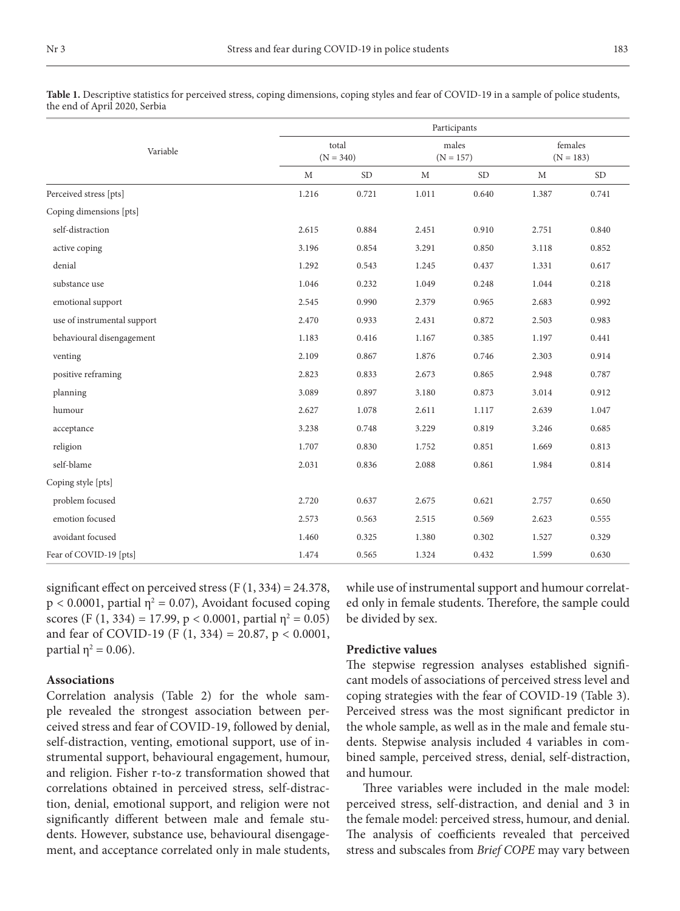**Table 1.** Descriptive statistics for perceived stress, coping dimensions, coping styles and fear of COVID-19 in a sample of police students, the end of April 2020, Serbia

| Variable | Participants | | | | | |
|---|---|---|---|---|---|---|
| | total (N = 340) | | males (N = 157) | | females (N = 183) | |
| | M | SD | M | SD | M | SD |
| Perceived stress [pts] | 1.216 | 0.721 | 1.011 | 0.640 | 1.387 | 0.741 |
| Coping dimensions [pts] | | | | | | |
| self-distraction | 2.615 | 0.884 | 2.451 | 0.910 | 2.751 | 0.840 |
| active coping | 3.196 | 0.854 | 3.291 | 0.850 | 3.118 | 0.852 |
| denial | 1.292 | 0.543 | 1.245 | 0.437 | 1.331 | 0.617 |
| substance use | 1.046 | 0.232 | 1.049 | 0.248 | 1.044 | 0.218 |
| emotional support | 2.545 | 0.990 | 2.379 | 0.965 | 2.683 | 0.992 |
| use of instrumental support | 2.470 | 0.933 | 2.431 | 0.872 | 2.503 | 0.983 |
| behavioural disengagement | 1.183 | 0.416 | 1.167 | 0.385 | 1.197 | 0.441 |
| venting | 2.109 | 0.867 | 1.876 | 0.746 | 2.303 | 0.914 |
| positive reframing | 2.823 | 0.833 | 2.673 | 0.865 | 2.948 | 0.787 |
| planning | 3.089 | 0.897 | 3.180 | 0.873 | 3.014 | 0.912 |
| humour | 2.627 | 1.078 | 2.611 | 1.117 | 2.639 | 1.047 |
| acceptance | 3.238 | 0.748 | 3.229 | 0.819 | 3.246 | 0.685 |
| religion | 1.707 | 0.830 | 1.752 | 0.851 | 1.669 | 0.813 |
| self-blame | 2.031 | 0.836 | 2.088 | 0.861 | 1.984 | 0.814 |
| Coping style [pts] | | | | | | |
| problem focused | 2.720 | 0.637 | 2.675 | 0.621 | 2.757 | 0.650 |
| emotion focused | 2.573 | 0.563 | 2.515 | 0.569 | 2.623 | 0.555 |
| avoidant focused | 1.460 | 0.325 | 1.380 | 0.302 | 1.527 | 0.329 |
| Fear of COVID-19 [pts] | 1.474 | 0.565 | 1.324 | 0.432 | 1.599 | 0.630 |

significant effect on perceived stress ($F (1, 334) = 24.378$, $p < 0.0001$, partial $\eta^2 = 0.07$), Avoidant focused coping scores ($F (1, 334) = 17.99$, $p < 0.0001$, partial $\eta^2 = 0.05$) and fear of COVID-19 ($F (1, 334) = 20.87$, $p < 0.0001$, partial $\eta^2 = 0.06$).

### Associations

Correlation analysis (Table 2) for the whole sample revealed the strongest association between perceived stress and fear of COVID-19, followed by denial, self-distraction, venting, emotional support, use of instrumental support, behavioural engagement, humour, and religion. Fisher r-to-z transformation showed that correlations obtained in perceived stress, self-distraction, denial, emotional support, and religion were not significantly different between male and female students. However, substance use, behavioural disengagement, and acceptance correlated only in male students, while use of instrumental support and humour correlated only in female students. Therefore, the sample could be divided by sex.

### Predictive values

The stepwise regression analyses established significant models of associations of perceived stress level and coping strategies with the fear of COVID-19 (Table 3). Perceived stress was the most significant predictor in the whole sample, as well as in the male and female students. Stepwise analysis included 4 variables in combined sample, perceived stress, denial, self-distraction, and humour.

Three variables were included in the male model: perceived stress, self-distraction, and denial and 3 in the female model: perceived stress, humour, and denial. The analysis of coefficients revealed that perceived stress and subscales from *Brief COPE* may vary between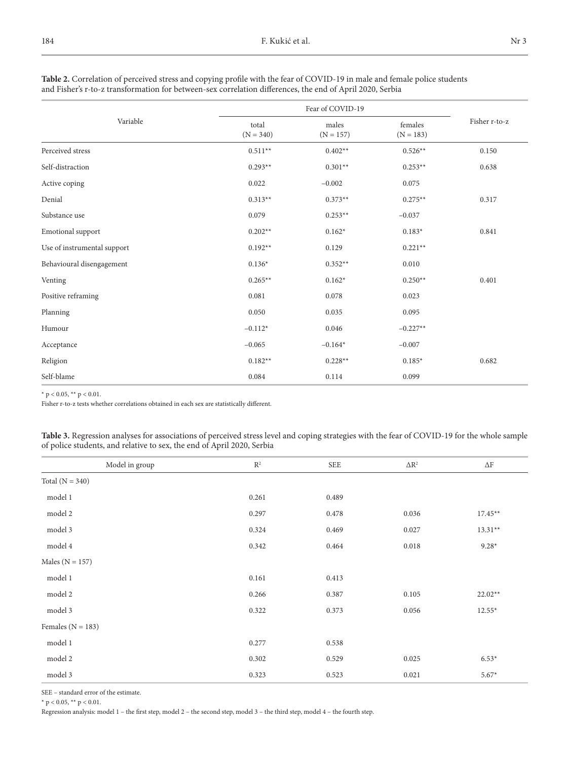**Table 2.** Correlation of perceived stress and copying profile with the fear of COVID-19 in male and female police students and Fisher's r-to-z transformation for between-sex correlation differences, the end of April 2020, Serbia

| Variable | Fear of COVID-19 | | | Fisher r-to-z |
|---|---|---|---|---|
| | total (N = 340) | males (N = 157) | females (N = 183) | |
| Perceived stress | 0.511** | 0.402** | 0.526** | 0.150 |
| Self-distraction | 0.293** | 0.301** | 0.253** | 0.638 |
| Active coping | 0.022 | −0.002 | 0.075 | |
| Denial | 0.313** | 0.373** | 0.275** | 0.317 |
| Substance use | 0.079 | 0.253** | −0.037 | |
| Emotional support | 0.202** | 0.162* | 0.183* | 0.841 |
| Use of instrumental support | 0.192** | 0.129 | 0.221** | |
| Behavioural disengagement | 0.136* | 0.352** | 0.010 | |
| Venting | 0.265** | 0.162* | 0.250** | 0.401 |
| Positive reframing | 0.081 | 0.078 | 0.023 | |
| Planning | 0.050 | 0.035 | 0.095 | |
| Humour | −0.112* | 0.046 | −0.227** | |
| Acceptance | −0.065 | −0.164* | −0.007 | |
| Religion | 0.182** | 0.228** | 0.185* | 0.682 |
| Self-blame | 0.084 | 0.114 | 0.099 | |

\* $p < 0.05$, ** $p < 0.01$.

Fisher r-to-z tests whether correlations obtained in each sex are statistically different.

**Table 3.** Regression analyses for associations of perceived stress level and coping strategies with the fear of COVID-19 for the whole sample of police students, and relative to sex, the end of April 2020, Serbia

| Model in group | $R^2$ | SEE | $\Delta R^2$ | $\Delta F$ |
|---|---|---|---|---|
| Total (N = 340) | | | | |
| model 1 | 0.261 | 0.489 | | |
| model 2 | 0.297 | 0.478 | 0.036 | 17.45** |
| model 3 | 0.324 | 0.469 | 0.027 | 13.31** |
| model 4 | 0.342 | 0.464 | 0.018 | 9.28* |
| Males (N = 157) | | | | |
| model 1 | 0.161 | 0.413 | | |
| model 2 | 0.266 | 0.387 | 0.105 | 22.02** |
| model 3 | 0.322 | 0.373 | 0.056 | 12.55* |
| Females (N = 183) | | | | |
| model 1 | 0.277 | 0.538 | | |
| model 2 | 0.302 | 0.529 | 0.025 | 6.53* |
| model 3 | 0.323 | 0.523 | 0.021 | 5.67* |

SEE – standard error of the estimate.

\* $p < 0.05$, ** $p < 0.01$.

Regression analysis: model 1 – the first step, model 2 – the second step, model 3 – the third step, model 4 – the fourth step.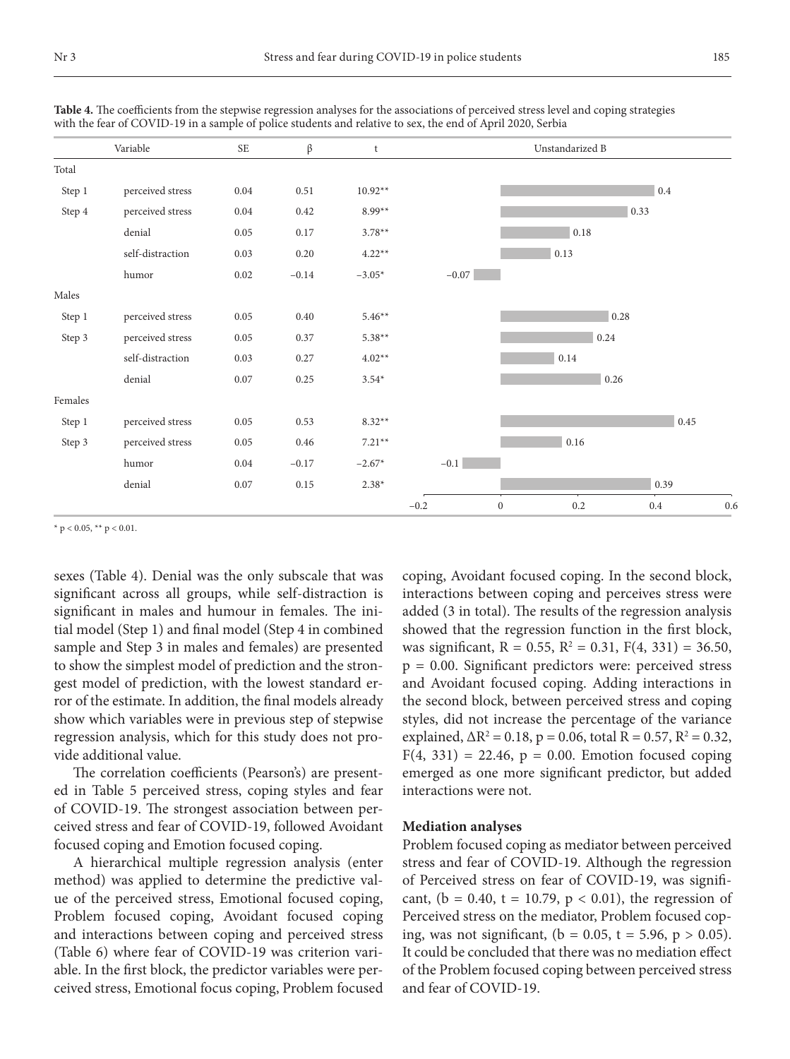**Table 4.** The coefficients from the stepwise regression analyses for the associations of perceived stress level and coping strategies with the fear of COVID-19 in a sample of police students and relative to sex, the end of April 2020, Serbia

| Variable | | SE | β | t | Unstandarized B |
|---|---|---|---|---|---|
| Total | | | | | |
| Step 1 | perceived stress | 0.04 | 0.51 | 10.92** | 0.4 |
| Step 4 | perceived stress | 0.04 | 0.42 | 8.99** | 0.33 |
| | denial | 0.05 | 0.17 | 3.78** | 0.18 |
| | self-distraction | 0.03 | 0.20 | 4.22** | 0.13 |
| | humor | 0.02 | −0.14 | −3.05* | −0.07 |
| Males | | | | | |
| Step 1 | perceived stress | 0.05 | 0.40 | 5.46** | 0.28 |
| Step 3 | perceived stress | 0.05 | 0.37 | 5.38** | 0.24 |
| | self-distraction | 0.03 | 0.27 | 4.02** | 0.14 |
| | denial | 0.07 | 0.25 | 3.54* | 0.26 |
| Females | | | | | |
| Step 1 | perceived stress | 0.05 | 0.53 | 8.32** | 0.45 |
| Step 3 | perceived stress | 0.05 | 0.46 | 7.21** | 0.16 |
| | humor | 0.04 | −0.17 | −2.67* | −0.1 |
| | denial | 0.07 | 0.15 | 2.38* | 0.39 |

−0.2 0 0.2 0.4 0.6

\* p < 0.05, ** p < 0.01.

sexes (Table 4). Denial was the only subscale that was significant across all groups, while self-distraction is significant in males and humour in females. The initial model (Step 1) and final model (Step 4 in combined sample and Step 3 in males and females) are presented to show the simplest model of prediction and the strongest model of prediction, with the lowest standard error of the estimate. In addition, the final models already show which variables were in previous step of stepwise regression analysis, which for this study does not provide additional value.

The correlation coefficients (Pearson's) are presented in Table 5 perceived stress, coping styles and fear of COVID-19. The strongest association between perceived stress and fear of COVID-19, followed Avoidant focused coping and Emotion focused coping.

A hierarchical multiple regression analysis (enter method) was applied to determine the predictive value of the perceived stress, Emotional focused coping, Problem focused coping, Avoidant focused coping and interactions between coping and perceived stress (Table 6) where fear of COVID-19 was criterion variable. In the first block, the predictor variables were perceived stress, Emotional focus coping, Problem focused coping, Avoidant focused coping. In the second block, interactions between coping and perceives stress were added (3 in total). The results of the regression analysis showed that the regression function in the first block, was significant, $R = 0.55$, $R^2 = 0.31$, $F(4, 331) = 36.50$, $p = 0.00$. Significant predictors were: perceived stress and Avoidant focused coping. Adding interactions in the second block, between perceived stress and coping styles, did not increase the percentage of the variance explained, $\Delta R^2 = 0.18$, $p = 0.06$, total $R = 0.57$, $R^2 = 0.32$, $F(4, 331) = 22.46$, $p = 0.00$. Emotion focused coping emerged as one more significant predictor, but added interactions were not.

### Mediation analyses

Problem focused coping as mediator between perceived stress and fear of COVID-19. Although the regression of Perceived stress on fear of COVID-19, was significant, ($b = 0.40$, $t = 10.79$, $p < 0.01$), the regression of Perceived stress on the mediator, Problem focused coping, was not significant, ($b = 0.05$, $t = 5.96$, $p > 0.05$). It could be concluded that there was no mediation effect of the Problem focused coping between perceived stress and fear of COVID-19.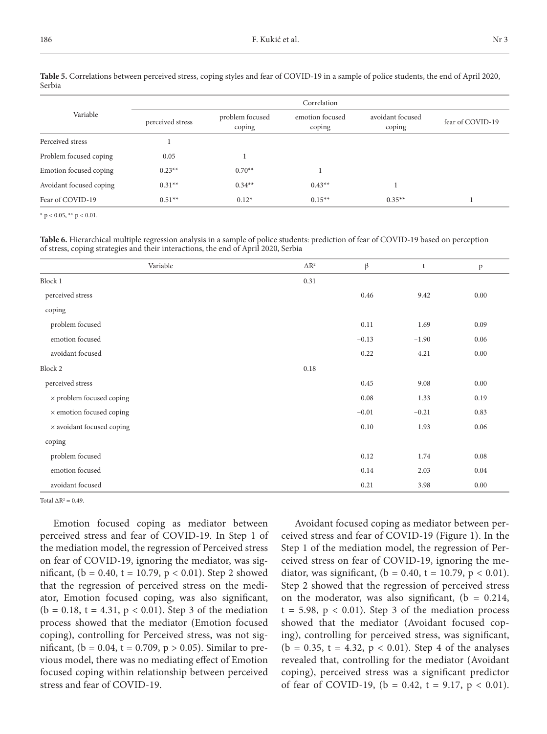**Table 5.** Correlations between perceived stress, coping styles and fear of COVID-19 in a sample of police students, the end of April 2020, Serbia

| Variable | Correlation | | | | |
|---|---|---|---|---|---|
| | perceived stress | problem focused coping | emotion focused coping | avoidant focused coping | fear of COVID-19 |
| Perceived stress | 1 | | | | |
| Problem focused coping | 0.05 | 1 | | | |
| Emotion focused coping | 0.23** | 0.70** | 1 | | |
| Avoidant focused coping | 0.31** | 0.34** | 0.43** | 1 | |
| Fear of COVID-19 | 0.51** | 0.12* | 0.15** | 0.35** | 1 |

\* $p < 0.05$, ** $p < 0.01$.

**Table 6.** Hierarchical multiple regression analysis in a sample of police students: prediction of fear of COVID-19 based on perception of stress, coping strategies and their interactions, the end of April 2020, Serbia

| Variable | $\Delta R^2$ | β | t | p |
|---|---|---|---|---|
| Block 1 | 0.31 | | | |
| perceived stress | | 0.46 | 9.42 | 0.00 |
| coping | | | | |
| problem focused | | 0.11 | 1.69 | 0.09 |
| emotion focused | | −0.13 | −1.90 | 0.06 |
| avoidant focused | | 0.22 | 4.21 | 0.00 |
| Block 2 | 0.18 | | | |
| perceived stress | | 0.45 | 9.08 | 0.00 |
| × problem focused coping | | 0.08 | 1.33 | 0.19 |
| × emotion focused coping | | −0.01 | −0.21 | 0.83 |
| × avoidant focused coping | | 0.10 | 1.93 | 0.06 |
| coping | | | | |
| problem focused | | 0.12 | 1.74 | 0.08 |
| emotion focused | | −0.14 | −2.03 | 0.04 |
| avoidant focused | | 0.21 | 3.98 | 0.00 |

Total $\Delta R^2 = 0.49$.

Emotion focused coping as mediator between perceived stress and fear of COVID-19. In Step 1 of the mediation model, the regression of Perceived stress on fear of COVID-19, ignoring the mediator, was significant, ($b = 0.40$, $t = 10.79$, $p < 0.01$). Step 2 showed that the regression of perceived stress on the mediator, Emotion focused coping, was also significant, ($b = 0.18$, $t = 4.31$, $p < 0.01$). Step 3 of the mediation process showed that the mediator (Emotion focused coping), controlling for Perceived stress, was not significant, ($b = 0.04$, $t = 0.709$, $p > 0.05$). Similar to previous model, there was no mediating effect of Emotion focused coping within relationship between perceived stress and fear of COVID-19.

Avoidant focused coping as mediator between perceived stress and fear of COVID-19 (Figure 1). In the Step 1 of the mediation model, the regression of Perceived stress on fear of COVID-19, ignoring the mediator, was significant, ($b = 0.40$, $t = 10.79$, $p < 0.01$). Step 2 showed that the regression of perceived stress on the moderator, was also significant, ($b = 0.214$, $t = 5.98$, $p < 0.01$). Step 3 of the mediation process showed that the mediator (Avoidant focused coping), controlling for perceived stress, was significant, ($b = 0.35$, $t = 4.32$, $p < 0.01$). Step 4 of the analyses revealed that, controlling for the mediator (Avoidant coping), perceived stress was a significant predictor of fear of COVID-19, ($b = 0.42$, $t = 9.17$, $p < 0.01$).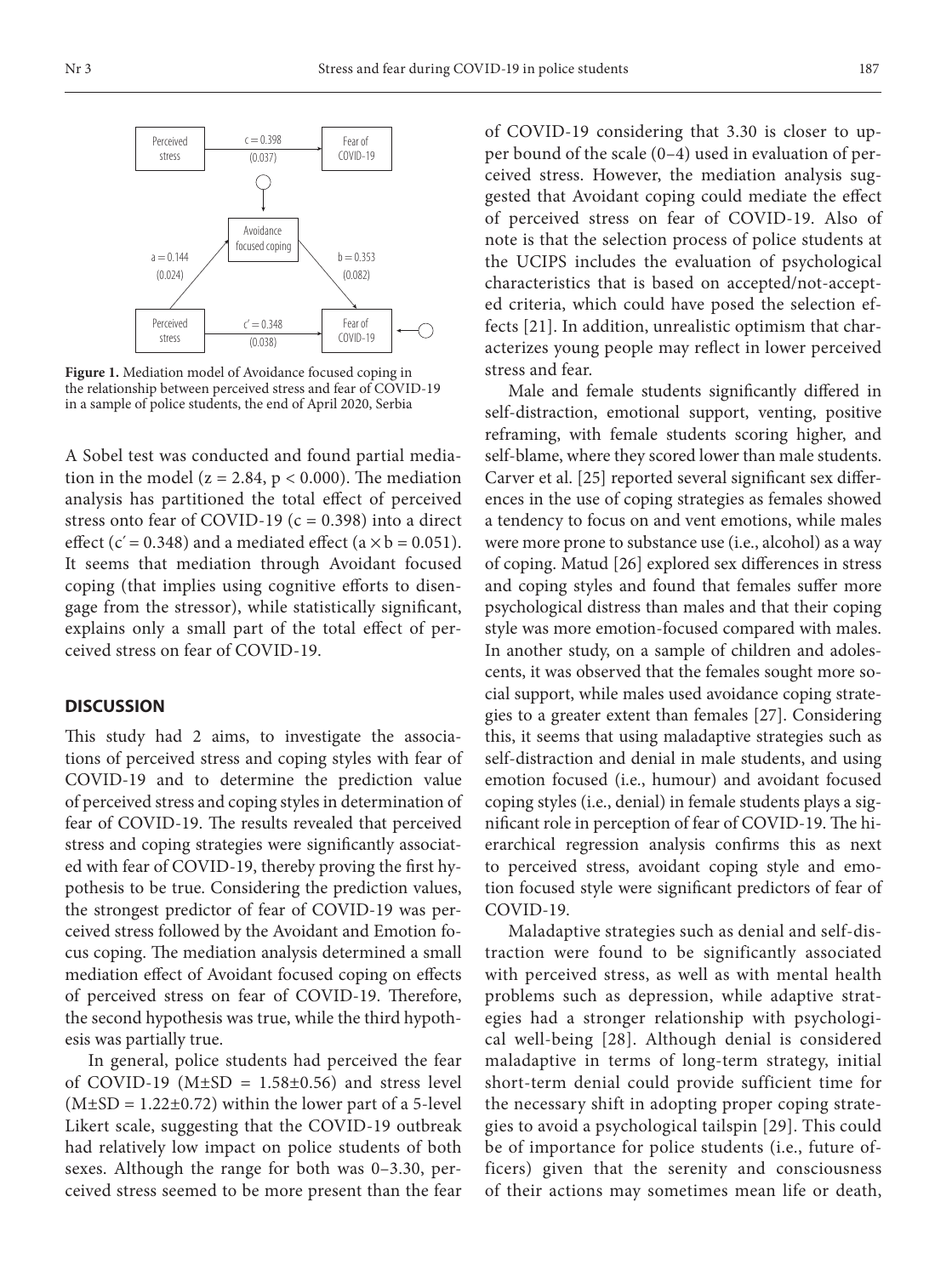Perceived stress

c = 0.398

(0.037)

Fear of COVID-19

Avoidance focused coping

a = 0.144

(0.024)

b = 0.353

(0.082)

Perceived stress

c′ = 0.348

(0.038)

Fear of COVID-19

**Figure 1.** Mediation model of Avoidance focused coping in the relationship between perceived stress and fear of COVID-19 in a sample of police students, the end of April 2020, Serbia

A Sobel test was conducted and found partial mediation in the model ($z = 2.84$, $p < 0.000$). The mediation analysis has partitioned the total effect of perceived stress onto fear of COVID-19 ($c = 0.398$) into a direct effect ($c' = 0.348$) and a mediated effect ($a \times b = 0.051$). It seems that mediation through Avoidant focused coping (that implies using cognitive efforts to disengage from the stressor), while statistically significant, explains only a small part of the total effect of perceived stress on fear of COVID-19.

## DISCUSSION

This study had 2 aims, to investigate the associations of perceived stress and coping styles with fear of COVID-19 and to determine the prediction value of perceived stress and coping styles in determination of fear of COVID-19. The results revealed that perceived stress and coping strategies were significantly associated with fear of COVID-19, thereby proving the first hypothesis to be true. Considering the prediction values, the strongest predictor of fear of COVID-19 was perceived stress followed by the Avoidant and Emotion focus coping. The mediation analysis determined a small mediation effect of Avoidant focused coping on effects of perceived stress on fear of COVID-19. Therefore, the second hypothesis was true, while the third hypothesis was partially true.

In general, police students had perceived the fear of COVID-19 ($M \pm SD = 1.58 \pm 0.56$) and stress level ($M \pm SD = 1.22 \pm 0.72$) within the lower part of a 5-level Likert scale, suggesting that the COVID-19 outbreak had relatively low impact on police students of both sexes. Although the range for both was 0–3.30, perceived stress seemed to be more present than the fear of COVID-19 considering that 3.30 is closer to upper bound of the scale (0–4) used in evaluation of perceived stress. However, the mediation analysis suggested that Avoidant coping could mediate the effect of perceived stress on fear of COVID-19. Also of note is that the selection process of police students at the UCIPS includes the evaluation of psychological characteristics that is based on accepted/not-accepted criteria, which could have posed the selection effects [21]. In addition, unrealistic optimism that characterizes young people may reflect in lower perceived stress and fear.

Male and female students significantly differed in self-distraction, emotional support, venting, positive reframing, with female students scoring higher, and self-blame, where they scored lower than male students. Carver et al. [25] reported several significant sex differences in the use of coping strategies as females showed a tendency to focus on and vent emotions, while males were more prone to substance use (i.e., alcohol) as a way of coping. Matud [26] explored sex differences in stress and coping styles and found that females suffer more psychological distress than males and that their coping style was more emotion-focused compared with males. In another study, on a sample of children and adolescents, it was observed that the females sought more social support, while males used avoidance coping strategies to a greater extent than females [27]. Considering this, it seems that using maladaptive strategies such as self-distraction and denial in male students, and using emotion focused (i.e., humour) and avoidant focused coping styles (i.e., denial) in female students plays a significant role in perception of fear of COVID-19. The hierarchical regression analysis confirms this as next to perceived stress, avoidant coping style and emotion focused style were significant predictors of fear of COVID-19.

Maladaptive strategies such as denial and self-distraction were found to be significantly associated with perceived stress, as well as with mental health problems such as depression, while adaptive strategies had a stronger relationship with psychological well-being [28]. Although denial is considered maladaptive in terms of long-term strategy, initial short-term denial could provide sufficient time for the necessary shift in adopting proper coping strategies to avoid a psychological tailspin [29]. This could be of importance for police students (i.e., future officers) given that the serenity and consciousness of their actions may sometimes mean life or death,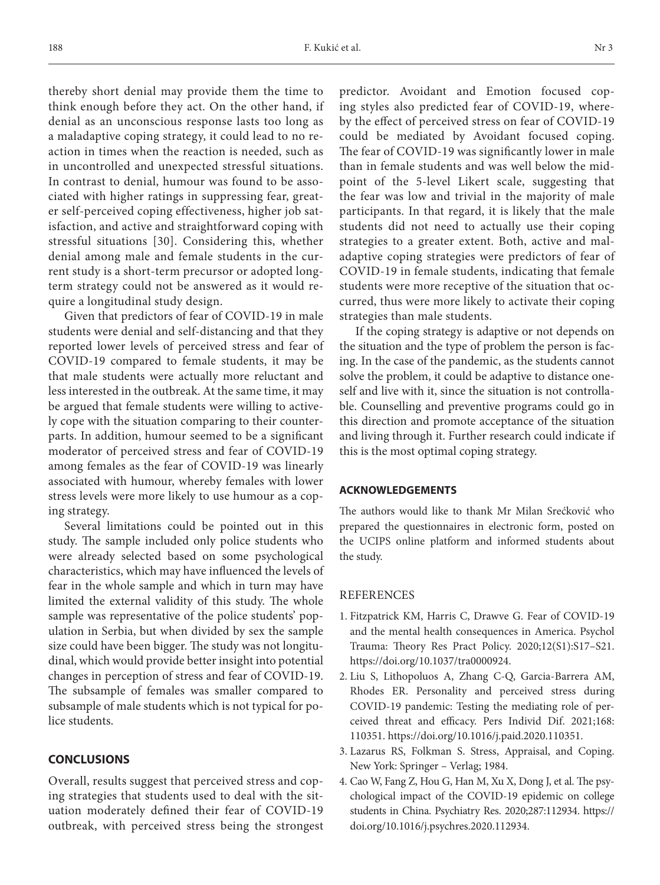thereby short denial may provide them the time to think enough before they act. On the other hand, if denial as an unconscious response lasts too long as a maladaptive coping strategy, it could lead to no reaction in times when the reaction is needed, such as in uncontrolled and unexpected stressful situations. In contrast to denial, humour was found to be associated with higher ratings in suppressing fear, greater self-perceived coping effectiveness, higher job satisfaction, and active and straightforward coping with stressful situations [30]. Considering this, whether denial among male and female students in the current study is a short-term precursor or adopted long-term strategy could not be answered as it would require a longitudinal study design.

Given that predictors of fear of COVID-19 in male students were denial and self-distancing and that they reported lower levels of perceived stress and fear of COVID-19 compared to female students, it may be that male students were actually more reluctant and less interested in the outbreak. At the same time, it may be argued that female students were willing to actively cope with the situation comparing to their counterparts. In addition, humour seemed to be a significant moderator of perceived stress and fear of COVID-19 among females as the fear of COVID-19 was linearly associated with humour, whereby females with lower stress levels were more likely to use humour as a coping strategy.

Several limitations could be pointed out in this study. The sample included only police students who were already selected based on some psychological characteristics, which may have influenced the levels of fear in the whole sample and which in turn may have limited the external validity of this study. The whole sample was representative of the police students' population in Serbia, but when divided by sex the sample size could have been bigger. The study was not longitudinal, which would provide better insight into potential changes in perception of stress and fear of COVID-19. The subsample of females was smaller compared to subsample of male students which is not typical for police students.

## CONCLUSIONS

Overall, results suggest that perceived stress and coping strategies that students used to deal with the situation moderately defined their fear of COVID-19 outbreak, with perceived stress being the strongest predictor. Avoidant and Emotion focused coping styles also predicted fear of COVID-19, whereby the effect of perceived stress on fear of COVID-19 could be mediated by Avoidant focused coping. The fear of COVID-19 was significantly lower in male than in female students and was well below the midpoint of the 5-level Likert scale, suggesting that the fear was low and trivial in the majority of male participants. In that regard, it is likely that the male students did not need to actually use their coping strategies to a greater extent. Both, active and maladaptive coping strategies were predictors of fear of COVID-19 in female students, indicating that female students were more receptive of the situation that occurred, thus were more likely to activate their coping strategies than male students.

If the coping strategy is adaptive or not depends on the situation and the type of problem the person is facing. In the case of the pandemic, as the students cannot solve the problem, it could be adaptive to distance oneself and live with it, since the situation is not controllable. Counselling and preventive programs could go in this direction and promote acceptance of the situation and living through it. Further research could indicate if this is the most optimal coping strategy.

## ACKNOWLEDGEMENTS

The authors would like to thank Mr Milan Srećković who prepared the questionnaires in electronic form, posted on the UCIPS online platform and informed students about the study.

## REFERENCES

1. Fitzpatrick KM, Harris C, Drawve G. Fear of COVID-19 and the mental health consequences in America. Psychol Trauma: Theory Res Pract Policy. 2020;12(S1):S17–S21. https://doi.org/10.1037/tra0000924.
2. Liu S, Lithopoluos A, Zhang C-Q, Garcia-Barrera AM, Rhodes ER. Personality and perceived stress during COVID-19 pandemic: Testing the mediating role of perceived threat and efficacy. Pers Individ Dif. 2021;168: 110351. https://doi.org/10.1016/j.paid.2020.110351.
3. Lazarus RS, Folkman S. Stress, Appraisal, and Coping. New York: Springer – Verlag; 1984.
4. Cao W, Fang Z, Hou G, Han M, Xu X, Dong J, et al. The psychological impact of the COVID-19 epidemic on college students in China. Psychiatry Res. 2020;287:112934. https://doi.org/10.1016/j.psychres.2020.112934.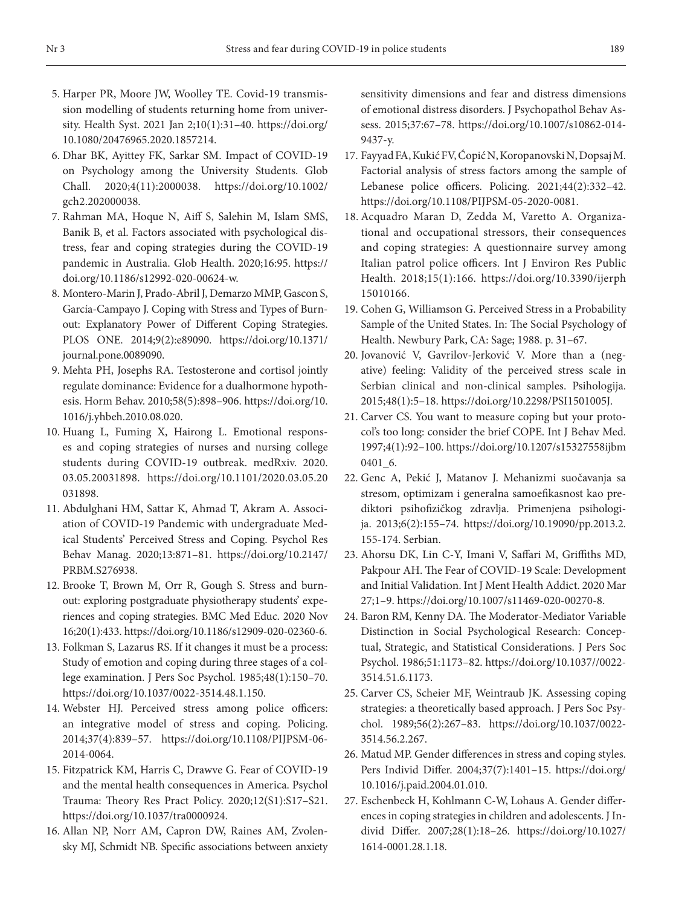5. Harper PR, Moore JW, Woolley TE. Covid-19 transmission modelling of students returning home from university. Health Syst. 2021 Jan 2;10(1):31–40. https://doi.org/10.1080/20476965.2020.1857214.
6. Dhar BK, Ayittey FK, Sarkar SM. Impact of COVID-19 on Psychology among the University Students. Glob Chall. 2020;4(11):2000038. https://doi.org/10.1002/gch2.202000038.
7. Rahman MA, Hoque N, Aiff S, Salehin M, Islam SMS, Banik B, et al. Factors associated with psychological distress, fear and coping strategies during the COVID-19 pandemic in Australia. Glob Health. 2020;16:95. https://doi.org/10.1186/s12992-020-00624-w.
8. Montero-Marin J, Prado-Abril J, Demarzo MMP, Gascon S, García-Campayo J. Coping with Stress and Types of Burnout: Explanatory Power of Different Coping Strategies. PLOS ONE. 2014;9(2):e89090. https://doi.org/10.1371/journal.pone.0089090.
9. Mehta PH, Josephs RA. Testosterone and cortisol jointly regulate dominance: Evidence for a dualhormone hypothesis. Horm Behav. 2010;58(5):898–906. https://doi.org/10.1016/j.yhbeh.2010.08.020.
10. Huang L, Fuming X, Hairong L. Emotional responses and coping strategies of nurses and nursing college students during COVID-19 outbreak. medRxiv. 2020. 03.05.20031898. https://doi.org/10.1101/2020.03.05.20031898.
11. Abdulghani HM, Sattar K, Ahmad T, Akram A. Association of COVID-19 Pandemic with undergraduate Medical Students' Perceived Stress and Coping. Psychol Res Behav Manag. 2020;13:871–81. https://doi.org/10.2147/PRBM.S276938.
12. Brooke T, Brown M, Orr R, Gough S. Stress and burnout: exploring postgraduate physiotherapy students' experiences and coping strategies. BMC Med Educ. 2020 Nov 16;20(1):433. https://doi.org/10.1186/s12909-020-02360-6.
13. Folkman S, Lazarus RS. If it changes it must be a process: Study of emotion and coping during three stages of a college examination. J Pers Soc Psychol. 1985;48(1):150–70. https://doi.org/10.1037/0022-3514.48.1.150.
14. Webster HJ. Perceived stress among police officers: an integrative model of stress and coping. Policing. 2014;37(4):839–57. https://doi.org/10.1108/PIJPSM-06-2014-0064.
15. Fitzpatrick KM, Harris C, Drawve G. Fear of COVID-19 and the mental health consequences in America. Psychol Trauma: Theory Res Pract Policy. 2020;12(S1):S17–S21. https://doi.org/10.1037/tra0000924.
16. Allan NP, Norr AM, Capron DW, Raines AM, Zvolensky MJ, Schmidt NB. Specific associations between anxiety sensitivity dimensions and fear and distress dimensions of emotional distress disorders. J Psychopathol Behav Assess. 2015;37:67–78. https://doi.org/10.1007/s10862-014-9437-y.
17. Fayyad FA, Kukić FV, Ćopić N, Koropanovski N, Dopsaj M. Factorial analysis of stress factors among the sample of Lebanese police officers. Policing. 2021;44(2):332–42. https://doi.org/10.1108/PIJPSM-05-2020-0081.
18. Acquadro Maran D, Zedda M, Varetto A. Organizational and occupational stressors, their consequences and coping strategies: A questionnaire survey among Italian patrol police officers. Int J Environ Res Public Health. 2018;15(1):166. https://doi.org/10.3390/ijerph15010166.
19. Cohen G, Williamson G. Perceived Stress in a Probability Sample of the United States. In: The Social Psychology of Health. Newbury Park, CA: Sage; 1988. p. 31–67.
20. Jovanović V, Gavrilov-Jerković V. More than a (negative) feeling: Validity of the perceived stress scale in Serbian clinical and non-clinical samples. Psihologija. 2015;48(1):5–18. https://doi.org/10.2298/PSI1501005J.
21. Carver CS. You want to measure coping but your protocol's too long: consider the brief COPE. Int J Behav Med. 1997;4(1):92–100. https://doi.org/10.1207/s15327558ijbm0401_6.
22. Genc A, Pekić J, Matanov J. Mehanizmi suočavanja sa stresom, optimizam i generalna samoefikasnost kao prediktori psihofizičkog zdravlja. Primenjena psihologija. 2013;6(2):155–74. https://doi.org/10.19090/pp.2013.2.155-174. Serbian.
23. Ahorsu DK, Lin C-Y, Imani V, Saffari M, Griffiths MD, Pakpour AH. The Fear of COVID-19 Scale: Development and Initial Validation. Int J Ment Health Addict. 2020 Mar 27;1–9. https://doi.org/10.1007/s11469-020-00270-8.
24. Baron RM, Kenny DA. The Moderator-Mediator Variable Distinction in Social Psychological Research: Conceptual, Strategic, and Statistical Considerations. J Pers Soc Psychol. 1986;51:1173–82. https://doi.org/10.1037//0022-3514.51.6.1173.
25. Carver CS, Scheier MF, Weintraub JK. Assessing coping strategies: a theoretically based approach. J Pers Soc Psychol. 1989;56(2):267–83. https://doi.org/10.1037/0022-3514.56.2.267.
26. Matud MP. Gender differences in stress and coping styles. Pers Individ Differ. 2004;37(7):1401–15. https://doi.org/10.1016/j.paid.2004.01.010.
27. Eschenbeck H, Kohlmann C-W, Lohaus A. Gender differences in coping strategies in children and adolescents. J Individ Differ. 2007;28(1):18–26. https://doi.org/10.1027/1614-0001.28.1.18.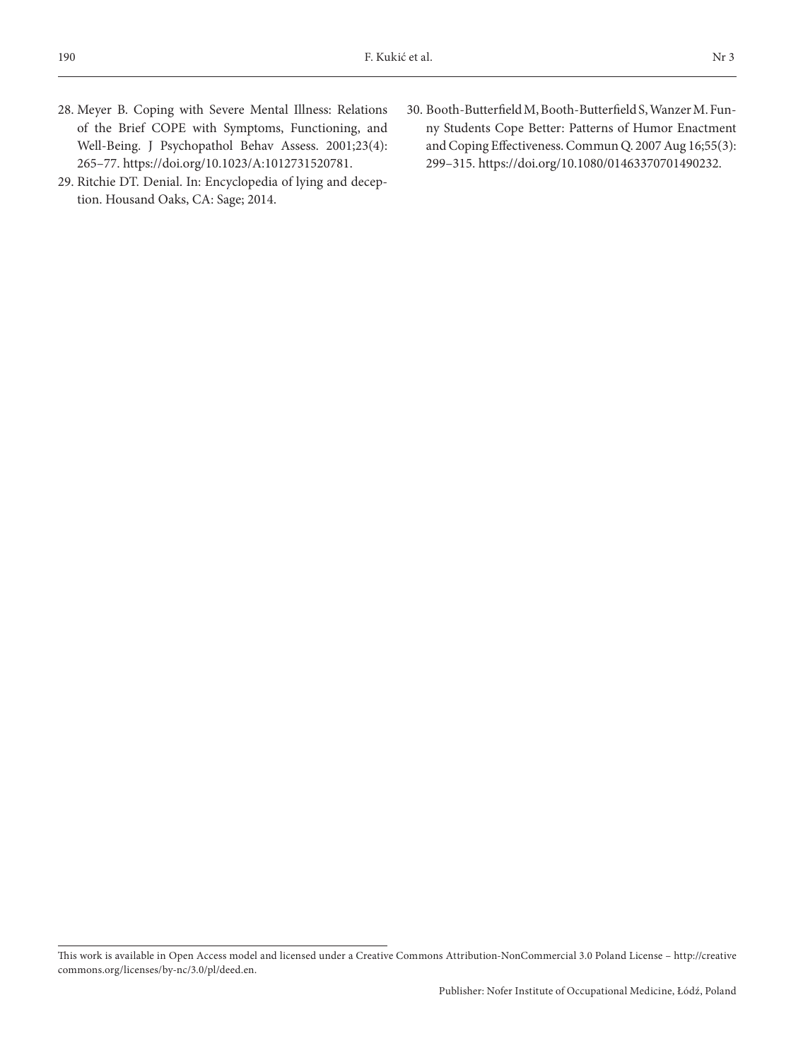28. Meyer B. Coping with Severe Mental Illness: Relations of the Brief COPE with Symptoms, Functioning, and Well-Being. J Psychopathol Behav Assess. 2001;23(4): 265–77. https://doi.org/10.1023/A:1012731520781.
29. Ritchie DT. Denial. In: Encyclopedia of lying and deception. Housand Oaks, CA: Sage; 2014.
30. Booth-Butterfield M, Booth-Butterfield S, Wanzer M. Funny Students Cope Better: Patterns of Humor Enactment and Coping Effectiveness. Commun Q. 2007 Aug 16;55(3): 299–315. https://doi.org/10.1080/01463370701490232.

This work is available in Open Access model and licensed under a Creative Commons Attribution-NonCommercial 3.0 Poland License – http://creativecommons.org/licenses/by-nc/3.0/pl/deed.en.

Publisher: Nofer Institute of Occupational Medicine, Łódź, Poland